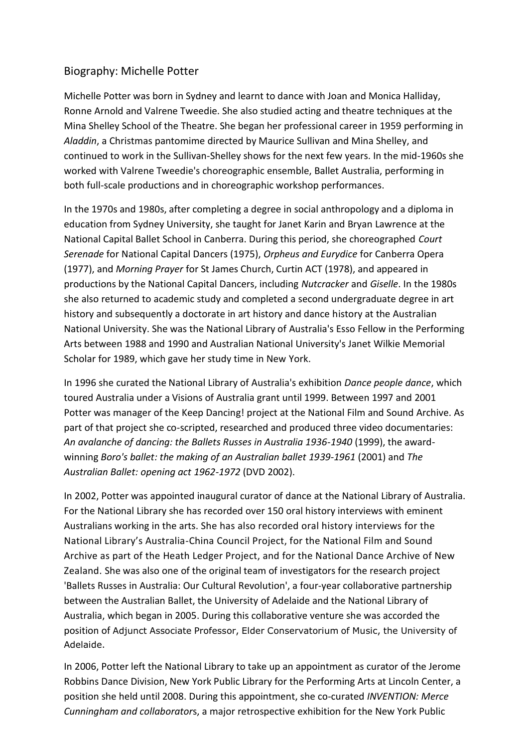# Biography: Michelle Potter

Michelle Potter was born in Sydney and learnt to dance with Joan and Monica Halliday, Ronne Arnold and Valrene Tweedie. She also studied acting and theatre techniques at the Mina Shelley School of the Theatre. She began her professional career in 1959 performing in *Aladdin*, a Christmas pantomime directed by Maurice Sullivan and Mina Shelley, and continued to work in the Sullivan-Shelley shows for the next few years. In the mid-1960s she worked with Valrene Tweedie's choreographic ensemble, Ballet Australia, performing in both full-scale productions and in choreographic workshop performances.

In the 1970s and 1980s, after completing a degree in social anthropology and a diploma in education from Sydney University, she taught for Janet Karin and Bryan Lawrence at the National Capital Ballet School in Canberra. During this period, she choreographed *Court Serenade* for National Capital Dancers (1975), *Orpheus and Eurydice* for Canberra Opera (1977), and *Morning Prayer* for St James Church, Curtin ACT (1978), and appeared in productions by the National Capital Dancers, including *Nutcracker* and *Giselle*. In the 1980s she also returned to academic study and completed a second undergraduate degree in art history and subsequently a doctorate in art history and dance history at the Australian National University. She was the National Library of Australia's Esso Fellow in the Performing Arts between 1988 and 1990 and Australian National University's Janet Wilkie Memorial Scholar for 1989, which gave her study time in New York.

In 1996 she curated the National Library of Australia's exhibition *Dance people dance*, which toured Australia under a Visions of Australia grant until 1999. Between 1997 and 2001 Potter was manager of the Keep Dancing! project at the National Film and Sound Archive. As part of that project she co-scripted, researched and produced three video documentaries: *An avalanche of dancing: the Ballets Russes in Australia 1936-1940* (1999), the award-winning *Boro's ballet: the making of an Australian ballet 1939-1961* (2001) and *The Australian Ballet: opening act 1962-1972* (DVD 2002).

In 2002, Potter was appointed inaugural curator of dance at the National Library of Australia. For the National Library she has recorded over 150 oral history interviews with eminent Australians working in the arts. She has also recorded oral history interviews for the National Library's Australia-China Council Project, for the National Film and Sound Archive as part of the Heath Ledger Project, and for the National Dance Archive of New Zealand. She was also one of the original team of investigators for the research project 'Ballets Russes in Australia: Our Cultural Revolution', a four-year collaborative partnership between the Australian Ballet, the University of Adelaide and the National Library of Australia, which began in 2005. During this collaborative venture she was accorded the position of Adjunct Associate Professor, Elder Conservatorium of Music, the University of Adelaide.

In 2006, Potter left the National Library to take up an appointment as curator of the Jerome Robbins Dance Division, New York Public Library for the Performing Arts at Lincoln Center, a position she held until 2008. During this appointment, she co-curated *INVENTION: Merce Cunningham and collaborators*, a major retrospective exhibition for the New York Public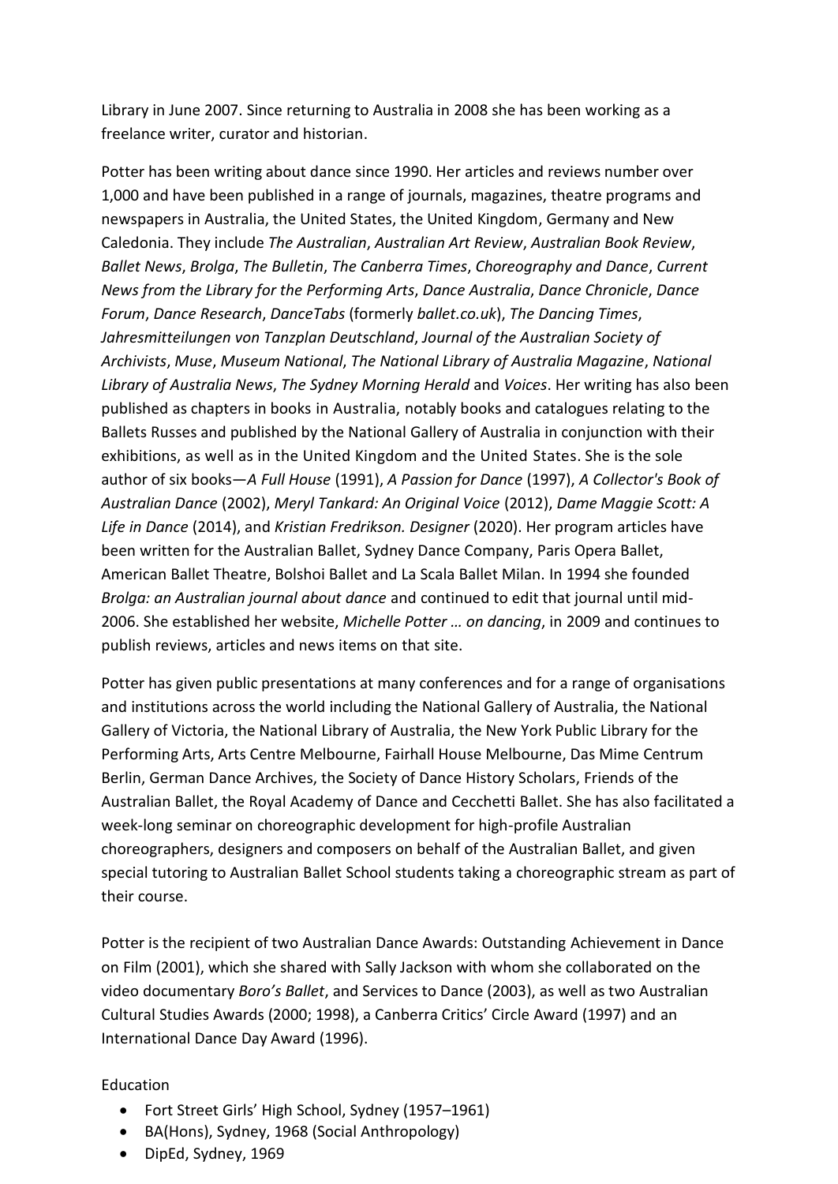Library in June 2007. Since returning to Australia in 2008 she has been working as a freelance writer, curator and historian.

Potter has been writing about dance since 1990. Her articles and reviews number over 1,000 and have been published in a range of journals, magazines, theatre programs and newspapers in Australia, the United States, the United Kingdom, Germany and New Caledonia. They include *The Australian*, *Australian Art Review*, *Australian Book Review*, *Ballet News*, *Brolga*, *The Bulletin*, *The Canberra Times*, *Choreography and Dance*, *Current News from the Library for the Performing Arts*, *Dance Australia*, *Dance Chronicle*, *Dance Forum*, *Dance Research*, *DanceTabs* (formerly *ballet.co.uk*), *The Dancing Times*, *Jahresmitteilungen von Tanzplan Deutschland*, *Journal of the Australian Society of Archivists*, *Muse*, *Museum National*, *The National Library of Australia Magazine*, *National Library of Australia News*, *The Sydney Morning Herald* and *Voices*. Her writing has also been published as chapters in books in Australia, notably books and catalogues relating to the Ballets Russes and published by the National Gallery of Australia in conjunction with their exhibitions, as well as in the United Kingdom and the United States. She is the sole author of six books—*A Full House* (1991), *A Passion for Dance* (1997), *A Collector's Book of Australian Dance* (2002), *Meryl Tankard: An Original Voice* (2012), *Dame Maggie Scott: A Life in Dance* (2014), and *Kristian Fredrikson. Designer* (2020). Her program articles have been written for the Australian Ballet, Sydney Dance Company, Paris Opera Ballet, American Ballet Theatre, Bolshoi Ballet and La Scala Ballet Milan. In 1994 she founded *Brolga: an Australian journal about dance* and continued to edit that journal until mid-2006. She established her website, *Michelle Potter … on dancing*, in 2009 and continues to publish reviews, articles and news items on that site.

Potter has given public presentations at many conferences and for a range of organisations and institutions across the world including the National Gallery of Australia, the National Gallery of Victoria, the National Library of Australia, the New York Public Library for the Performing Arts, Arts Centre Melbourne, Fairhall House Melbourne, Das Mime Centrum Berlin, German Dance Archives, the Society of Dance History Scholars, Friends of the Australian Ballet, the Royal Academy of Dance and Cecchetti Ballet. She has also facilitated a week-long seminar on choreographic development for high-profile Australian choreographers, designers and composers on behalf of the Australian Ballet, and given special tutoring to Australian Ballet School students taking a choreographic stream as part of their course.

Potter is the recipient of two Australian Dance Awards: Outstanding Achievement in Dance on Film (2001), which she shared with Sally Jackson with whom she collaborated on the video documentary *Boro's Ballet*, and Services to Dance (2003), as well as two Australian Cultural Studies Awards (2000; 1998), a Canberra Critics' Circle Award (1997) and an International Dance Day Award (1996).

Education

- Fort Street Girls' High School, Sydney (1957–1961)
- BA(Hons), Sydney, 1968 (Social Anthropology)
- DipEd, Sydney, 1969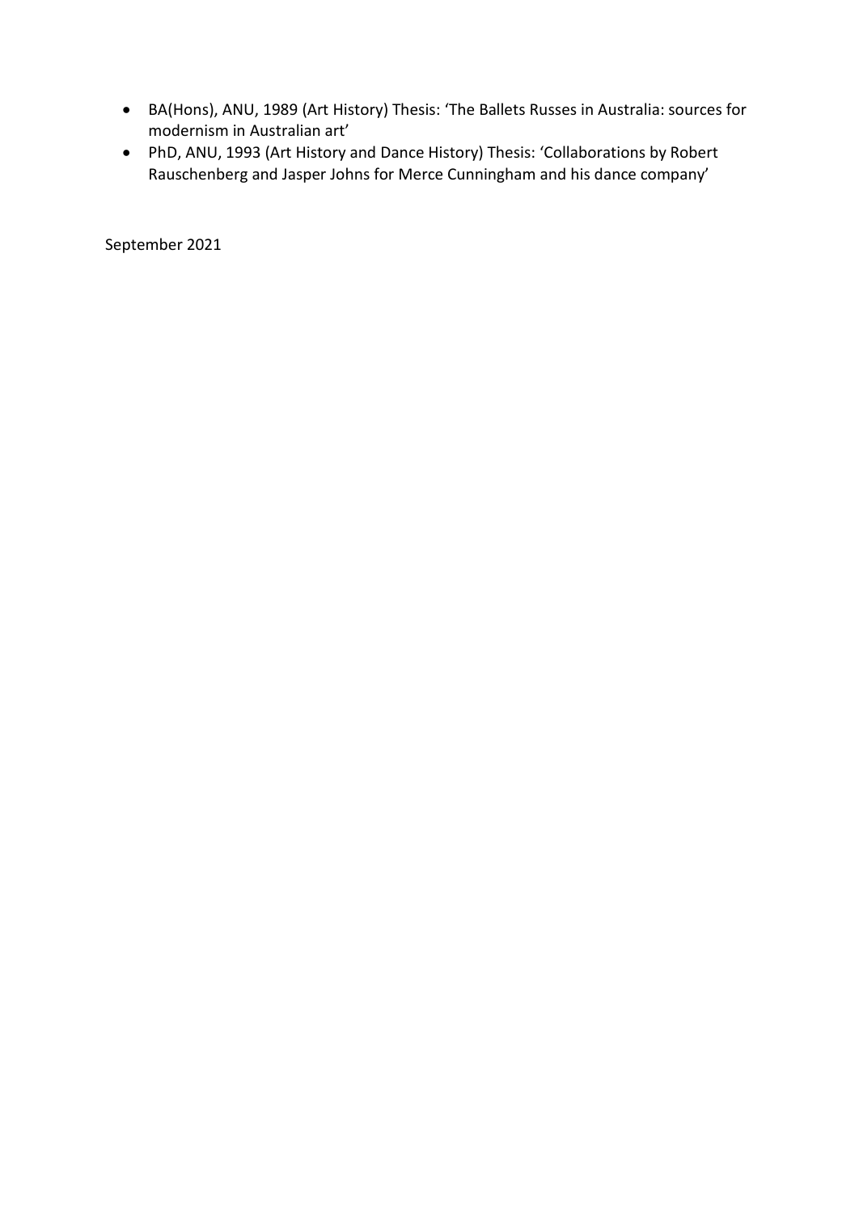- BA(Hons), ANU, 1989 (Art History) Thesis: 'The Ballets Russes in Australia: sources for modernism in Australian art'
- PhD, ANU, 1993 (Art History and Dance History) Thesis: 'Collaborations by Robert Rauschenberg and Jasper Johns for Merce Cunningham and his dance company'

September 2021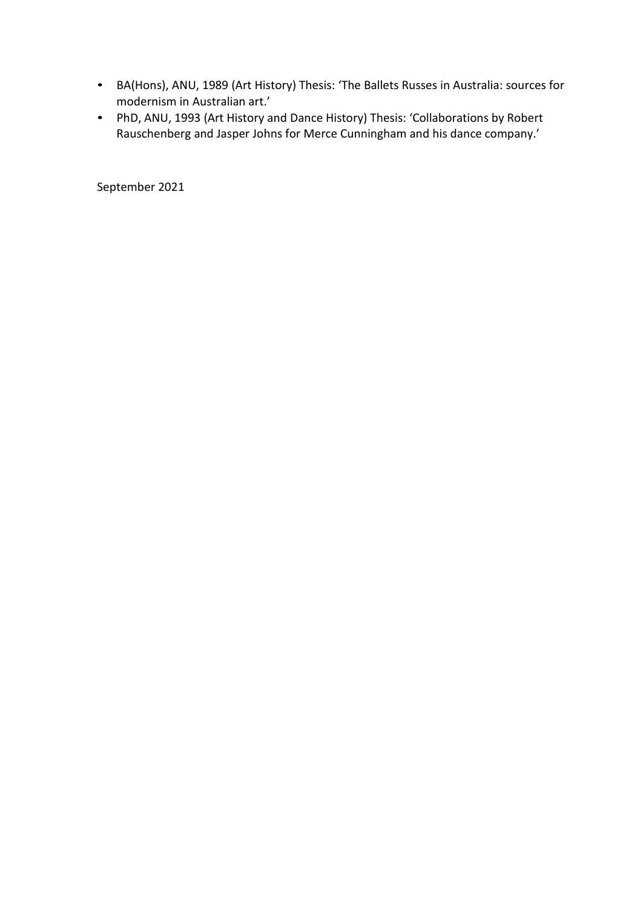- BA(Hons), ANU, 1989 (Art History) Thesis: 'The Ballets Russes in Australia: sources for modernism in Australian art.'
- PhD, ANU, 1993 (Art History and Dance History) Thesis: 'Collaborations by Robert Rauschenberg and Jasper Johns for Merce Cunningham and his dance company.'

September 2021